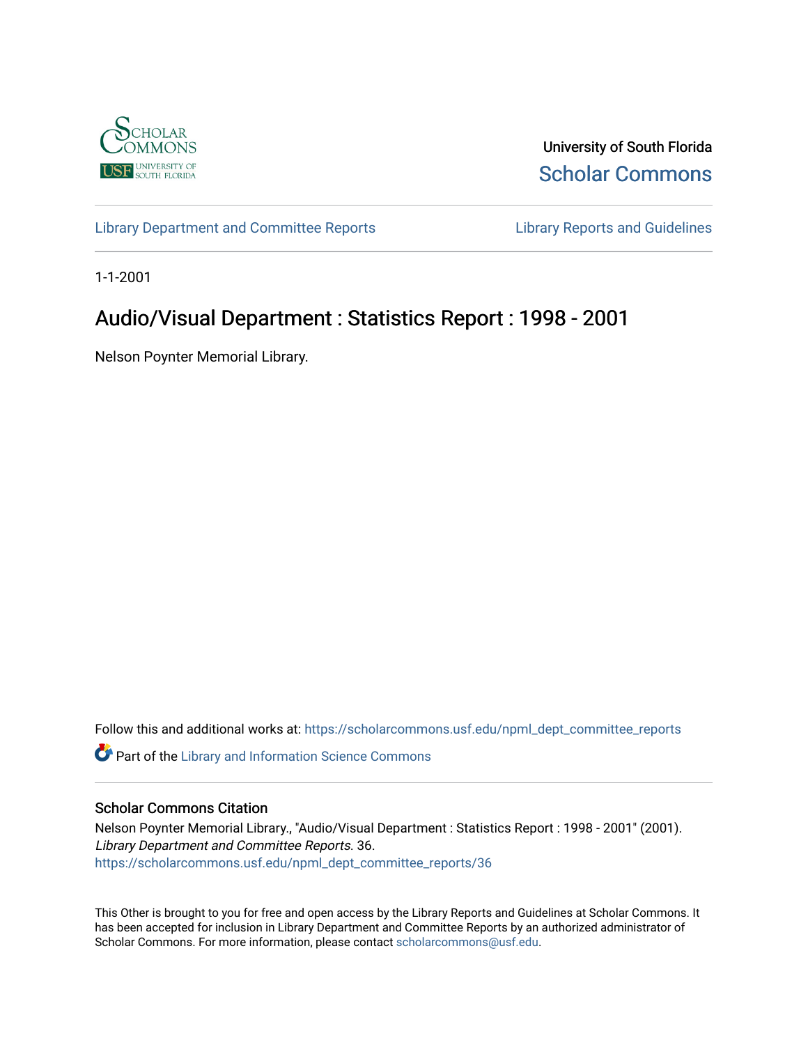University of South Florida

Scholar Commons

Library Department and Committee Reports | Library Reports and Guidelines

1-1-2001

# Audio/Visual Department : Statistics Report : 1998 - 2001

Nelson Poynter Memorial Library.

Follow this and additional works at: https://scholarcommons.usf.edu/npml_dept_committee_reports

Part of the Library and Information Science Commons

## Scholar Commons Citation

Nelson Poynter Memorial Library., "Audio/Visual Department : Statistics Report : 1998 - 2001" (2001). *Library Department and Committee Reports*. 36.
https://scholarcommons.usf.edu/npml_dept_committee_reports/36

This Other is brought to you for free and open access by the Library Reports and Guidelines at Scholar Commons. It has been accepted for inclusion in Library Department and Committee Reports by an authorized administrator of Scholar Commons. For more information, please contact scholarcommons@usf.edu.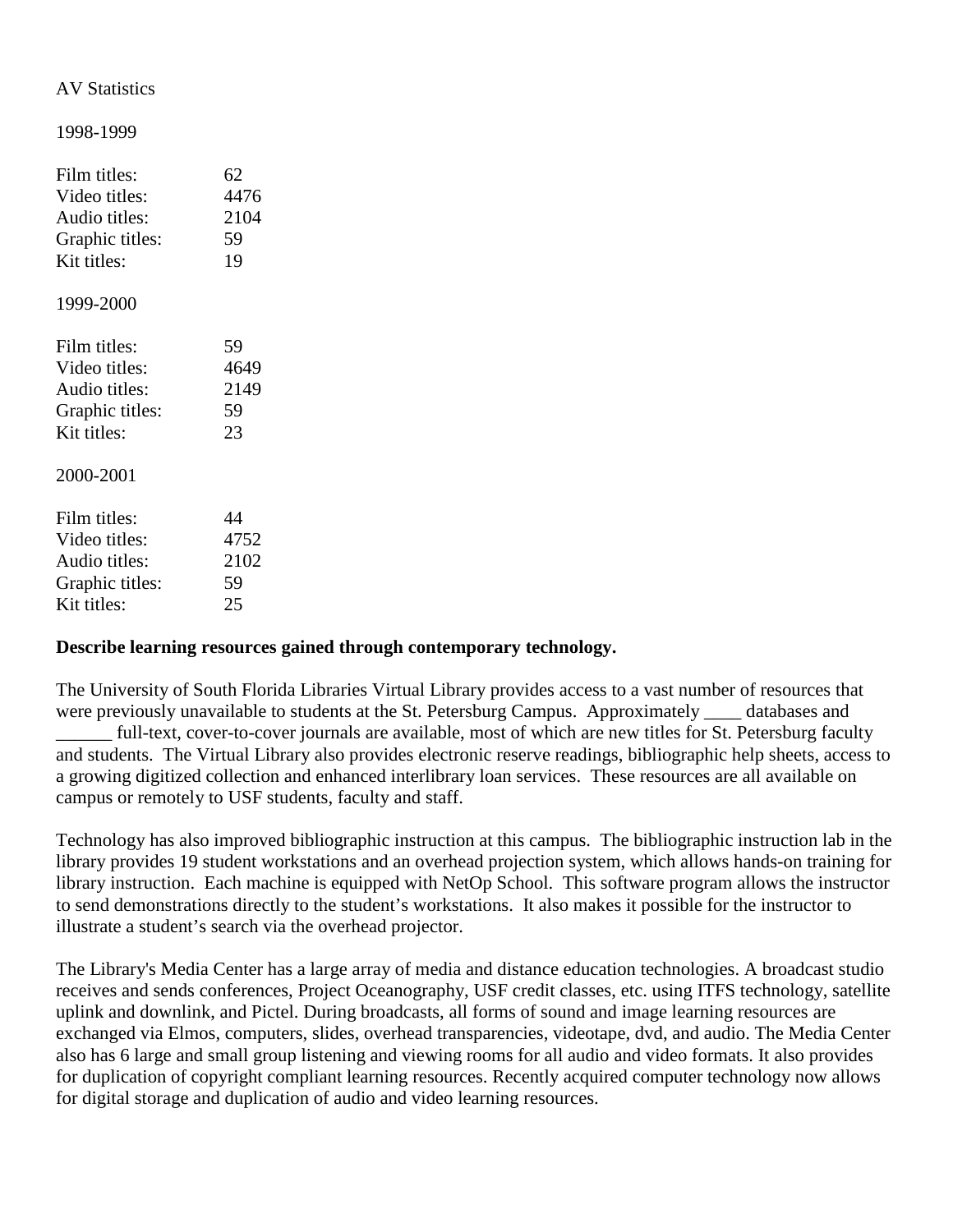AV Statistics

1998-1999

| | |
|---|---|
| Film titles: | 62 |
| Video titles: | 4476 |
| Audio titles: | 2104 |
| Graphic titles: | 59 |
| Kit titles: | 19 |

1999-2000

| | |
|---|---|
| Film titles: | 59 |
| Video titles: | 4649 |
| Audio titles: | 2149 |
| Graphic titles: | 59 |
| Kit titles: | 23 |

2000-2001

| | |
|---|---|
| Film titles: | 44 |
| Video titles: | 4752 |
| Audio titles: | 2102 |
| Graphic titles: | 59 |
| Kit titles: | 25 |

**Describe learning resources gained through contemporary technology.**

The University of South Florida Libraries Virtual Library provides access to a vast number of resources that were previously unavailable to students at the St. Petersburg Campus. Approximately ____ databases and ______ full-text, cover-to-cover journals are available, most of which are new titles for St. Petersburg faculty and students. The Virtual Library also provides electronic reserve readings, bibliographic help sheets, access to a growing digitized collection and enhanced interlibrary loan services. These resources are all available on campus or remotely to USF students, faculty and staff.

Technology has also improved bibliographic instruction at this campus. The bibliographic instruction lab in the library provides 19 student workstations and an overhead projection system, which allows hands-on training for library instruction. Each machine is equipped with NetOp School. This software program allows the instructor to send demonstrations directly to the student's workstations. It also makes it possible for the instructor to illustrate a student's search via the overhead projector.

The Library's Media Center has a large array of media and distance education technologies. A broadcast studio receives and sends conferences, Project Oceanography, USF credit classes, etc. using ITFS technology, satellite uplink and downlink, and Pictel. During broadcasts, all forms of sound and image learning resources are exchanged via Elmos, computers, slides, overhead transparencies, videotape, dvd, and audio. The Media Center also has 6 large and small group listening and viewing rooms for all audio and video formats. It also provides for duplication of copyright compliant learning resources. Recently acquired computer technology now allows for digital storage and duplication of audio and video learning resources.